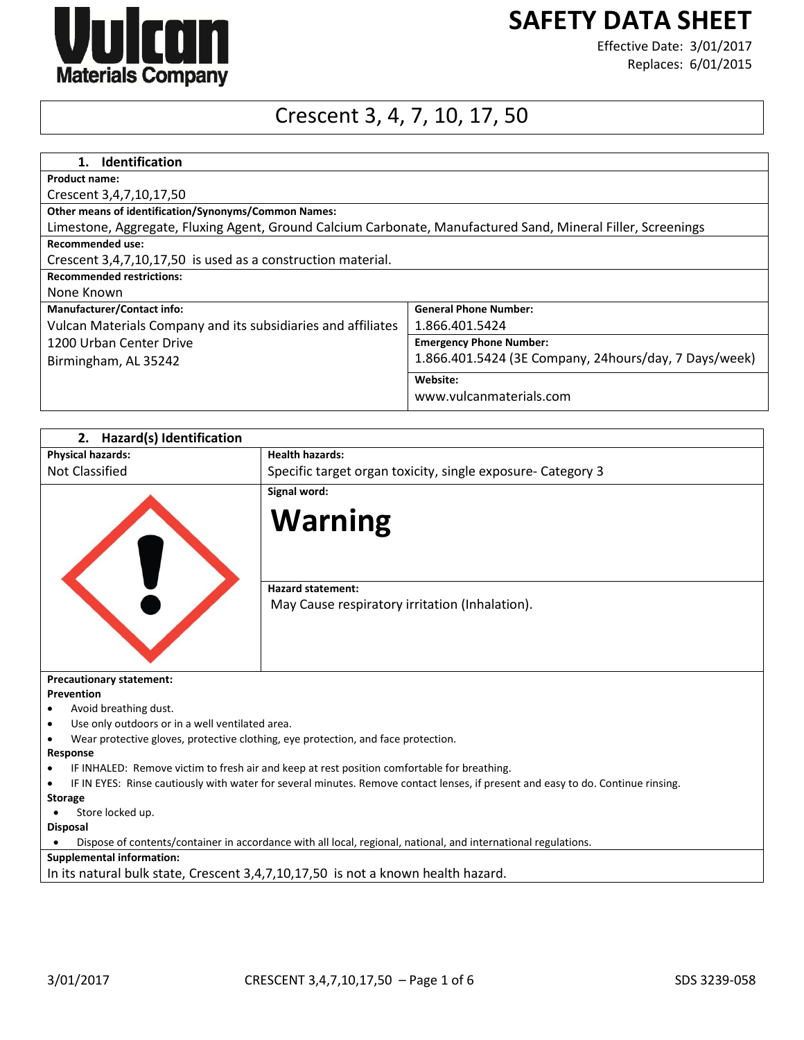**Vulcan Materials Company**

# SAFETY DATA SHEET

Effective Date: 3/01/2017
Replaces: 6/01/2015

## Crescent 3, 4, 7, 10, 17, 50

## 1. Identification

**Product name:**
Crescent 3,4,7,10,17,50

**Other means of identification/Synonyms/Common Names:**
Limestone, Aggregate, Fluxing Agent, Ground Calcium Carbonate, Manufactured Sand, Mineral Filler, Screenings

**Recommended use:**
Crescent 3,4,7,10,17,50 is used as a construction material.

**Recommended restrictions:**
None Known

| **Manufacturer/Contact info:** | **General Phone Number:** |
|---|---|
| Vulcan Materials Company and its subsidiaries and affiliates | 1.866.401.5424 |
| 1200 Urban Center Drive | **Emergency Phone Number:** |
| Birmingham, AL 35242 | 1.866.401.5424 (3E Company, 24hours/day, 7 Days/week) |
| | **Website:** |
| | www.vulcanmaterials.com |

## 2. Hazard(s) Identification

| **Physical hazards:** | **Health hazards:** |
|---|---|
| Not Classified | Specific target organ toxicity, single exposure- Category 3 |

**Signal word:**

**Warning**

**Hazard statement:**
May Cause respiratory irritation (Inhalation).

**Precautionary statement:**

**Prevention**
- Avoid breathing dust.
- Use only outdoors or in a well ventilated area.
- Wear protective gloves, protective clothing, eye protection, and face protection.

**Response**
- IF INHALED: Remove victim to fresh air and keep at rest position comfortable for breathing.
- IF IN EYES: Rinse cautiously with water for several minutes. Remove contact lenses, if present and easy to do. Continue rinsing.

**Storage**
- Store locked up.

**Disposal**
- Dispose of contents/container in accordance with all local, regional, national, and international regulations.

**Supplemental information:**
In its natural bulk state, Crescent 3,4,7,10,17,50 is not a known health hazard.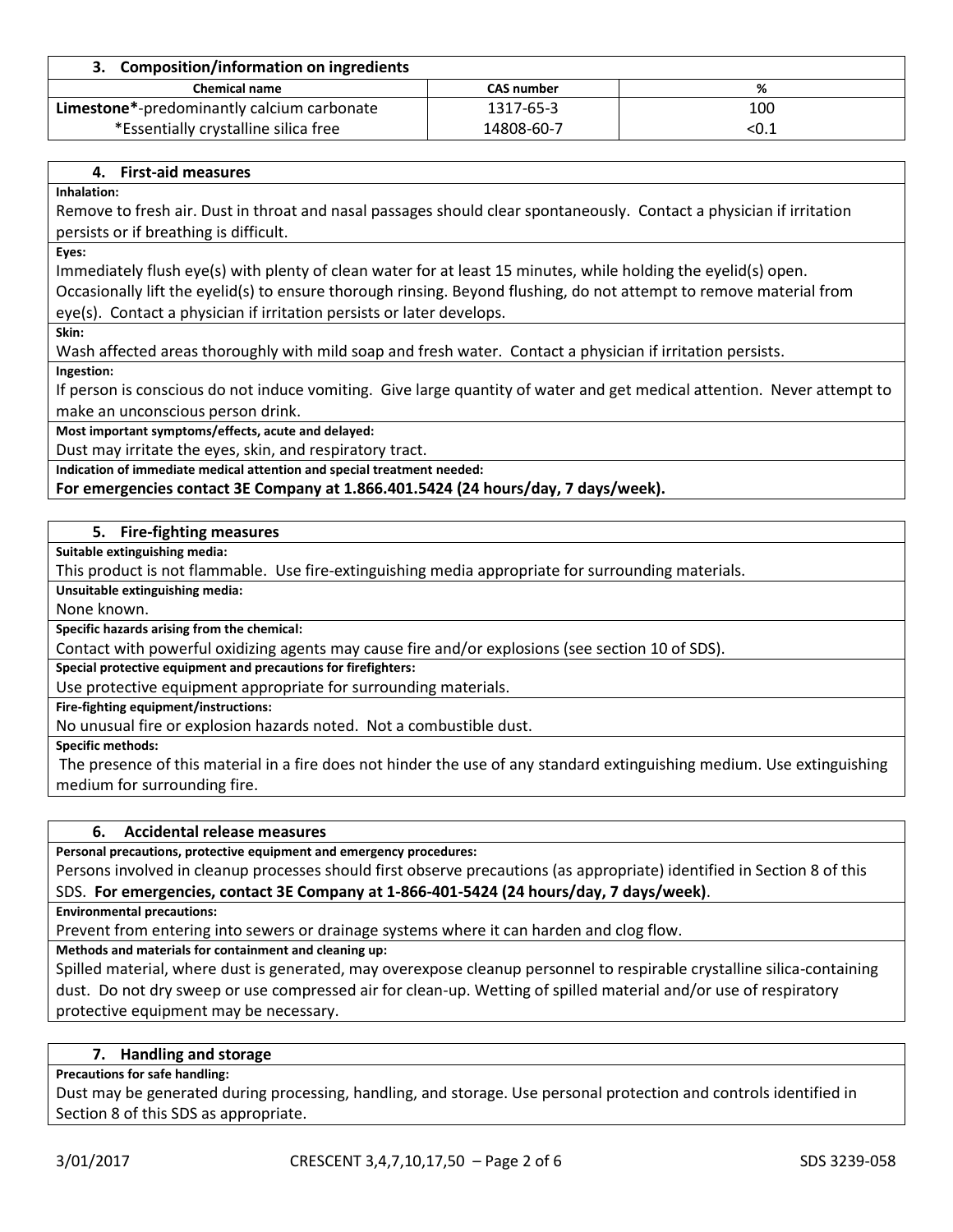## 3. Composition/information on ingredients

| Chemical name | CAS number | % |
|---|---|---|
| **Limestone***-predominantly calcium carbonate | 1317-65-3 | 100 |
| *Essentially crystalline silica free | 14808-60-7 | <0.1 |

## 4. First-aid measures

**Inhalation:**

Remove to fresh air. Dust in throat and nasal passages should clear spontaneously. Contact a physician if irritation persists or if breathing is difficult.

**Eyes:**

Immediately flush eye(s) with plenty of clean water for at least 15 minutes, while holding the eyelid(s) open. Occasionally lift the eyelid(s) to ensure thorough rinsing. Beyond flushing, do not attempt to remove material from eye(s). Contact a physician if irritation persists or later develops.

**Skin:**

Wash affected areas thoroughly with mild soap and fresh water. Contact a physician if irritation persists.

**Ingestion:**

If person is conscious do not induce vomiting. Give large quantity of water and get medical attention. Never attempt to make an unconscious person drink.

**Most important symptoms/effects, acute and delayed:**

Dust may irritate the eyes, skin, and respiratory tract.

**Indication of immediate medical attention and special treatment needed:**

**For emergencies contact 3E Company at 1.866.401.5424 (24 hours/day, 7 days/week).**

## 5. Fire-fighting measures

**Suitable extinguishing media:**

This product is not flammable. Use fire-extinguishing media appropriate for surrounding materials.

**Unsuitable extinguishing media:**

None known.

**Specific hazards arising from the chemical:**

Contact with powerful oxidizing agents may cause fire and/or explosions (see section 10 of SDS).

**Special protective equipment and precautions for firefighters:**

Use protective equipment appropriate for surrounding materials.

**Fire-fighting equipment/instructions:**

No unusual fire or explosion hazards noted. Not a combustible dust.

**Specific methods:**

The presence of this material in a fire does not hinder the use of any standard extinguishing medium. Use extinguishing medium for surrounding fire.

## 6. Accidental release measures

**Personal precautions, protective equipment and emergency procedures:**

Persons involved in cleanup processes should first observe precautions (as appropriate) identified in Section 8 of this SDS. **For emergencies, contact 3E Company at 1-866-401-5424 (24 hours/day, 7 days/week)**.

**Environmental precautions:**

Prevent from entering into sewers or drainage systems where it can harden and clog flow.

**Methods and materials for containment and cleaning up:**

Spilled material, where dust is generated, may overexpose cleanup personnel to respirable crystalline silica-containing dust. Do not dry sweep or use compressed air for clean-up. Wetting of spilled material and/or use of respiratory protective equipment may be necessary.

## 7. Handling and storage

**Precautions for safe handling:**

Dust may be generated during processing, handling, and storage. Use personal protection and controls identified in Section 8 of this SDS as appropriate.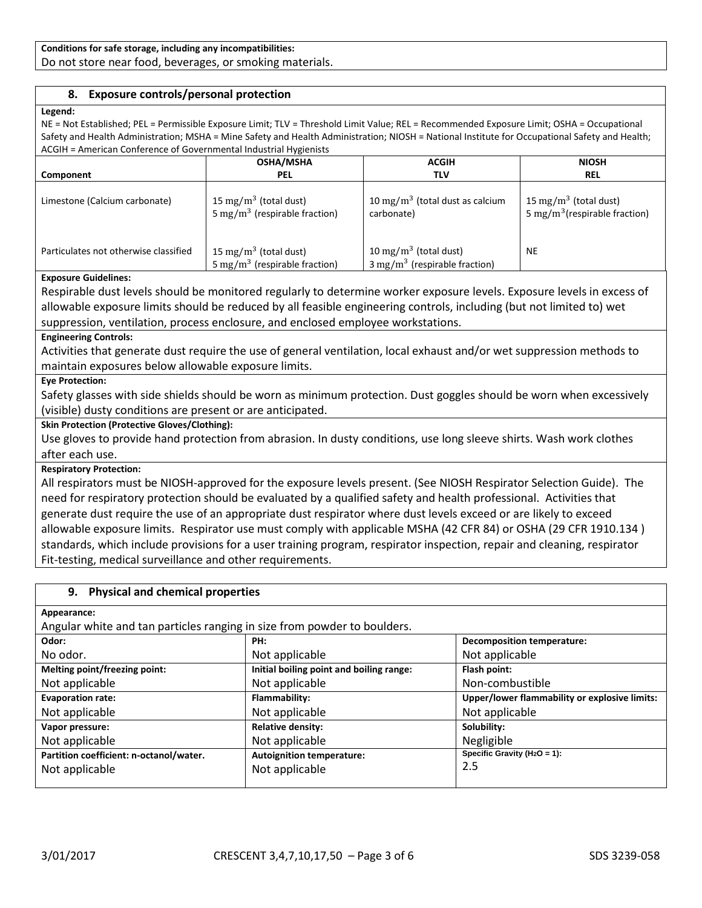**Conditions for safe storage, including any incompatibilities:**

Do not store near food, beverages, or smoking materials.

## 8. Exposure controls/personal protection

**Legend:**

NE = Not Established; PEL = Permissible Exposure Limit; TLV = Threshold Limit Value; REL = Recommended Exposure Limit; OSHA = Occupational Safety and Health Administration; MSHA = Mine Safety and Health Administration; NIOSH = National Institute for Occupational Safety and Health; ACGIH = American Conference of Governmental Industrial Hygienists

| Component | OSHA/MSHA PEL | ACGIH TLV | NIOSH REL |
|---|---|---|---|
| Limestone (Calcium carbonate) | 15 $mg/m^3$ (total dust)<br>5 $mg/m^3$ (respirable fraction) | 10 $mg/m^3$ (total dust as calcium carbonate) | 15 $mg/m^3$ (total dust)<br>5 $mg/m^3$ (respirable fraction) |
| Particulates not otherwise classified | 15 $mg/m^3$ (total dust)<br>5 $mg/m^3$ (respirable fraction) | 10 $mg/m^3$ (total dust)<br>3 $mg/m^3$ (respirable fraction) | NE |

**Exposure Guidelines:**

Respirable dust levels should be monitored regularly to determine worker exposure levels. Exposure levels in excess of allowable exposure limits should be reduced by all feasible engineering controls, including (but not limited to) wet suppression, ventilation, process enclosure, and enclosed employee workstations.

**Engineering Controls:**

Activities that generate dust require the use of general ventilation, local exhaust and/or wet suppression methods to maintain exposures below allowable exposure limits.

**Eye Protection:**

Safety glasses with side shields should be worn as minimum protection. Dust goggles should be worn when excessively (visible) dusty conditions are present or are anticipated.

**Skin Protection (Protective Gloves/Clothing):**

Use gloves to provide hand protection from abrasion. In dusty conditions, use long sleeve shirts. Wash work clothes after each use.

**Respiratory Protection:**

All respirators must be NIOSH-approved for the exposure levels present. (See NIOSH Respirator Selection Guide). The need for respiratory protection should be evaluated by a qualified safety and health professional. Activities that generate dust require the use of an appropriate dust respirator where dust levels exceed or are likely to exceed allowable exposure limits. Respirator use must comply with applicable MSHA (42 CFR 84) or OSHA (29 CFR 1910.134 ) standards, which include provisions for a user training program, respirator inspection, repair and cleaning, respirator Fit-testing, medical surveillance and other requirements.

## 9. Physical and chemical properties

**Appearance:**

Angular white and tan particles ranging in size from powder to boulders.

| | | |
|---|---|---|
| **Odor:**<br>No odor. | **PH:**<br>Not applicable | **Decomposition temperature:**<br>Not applicable |
| **Melting point/freezing point:**<br>Not applicable | **Initial boiling point and boiling range:**<br>Not applicable | **Flash point:**<br>Non-combustible |
| **Evaporation rate:**<br>Not applicable | **Flammability:**<br>Not applicable | **Upper/lower flammability or explosive limits:**<br>Not applicable |
| **Vapor pressure:**<br>Not applicable | **Relative density:**<br>Not applicable | **Solubility:**<br>Negligible |
| **Partition coefficient: n-octanol/water.**<br>Not applicable | **Autoignition temperature:**<br>Not applicable | **Specific Gravity ($H_2O$ = 1):**<br>2.5 |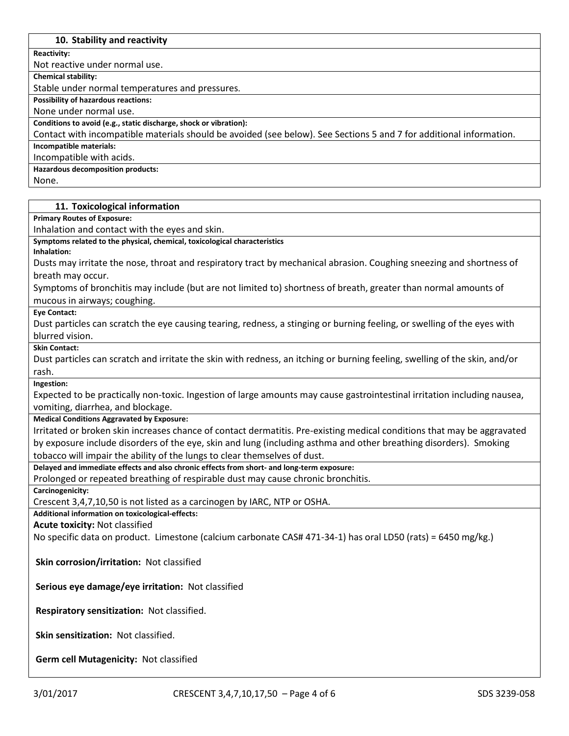## 10. Stability and reactivity

**Reactivity:**

Not reactive under normal use.

**Chemical stability:**

Stable under normal temperatures and pressures.

**Possibility of hazardous reactions:**

None under normal use.

**Conditions to avoid (e.g., static discharge, shock or vibration):**

Contact with incompatible materials should be avoided (see below). See Sections 5 and 7 for additional information.

**Incompatible materials:**

Incompatible with acids.

**Hazardous decomposition products:**

None.

## 11. Toxicological information

**Primary Routes of Exposure:**

Inhalation and contact with the eyes and skin.

**Symptoms related to the physical, chemical, toxicological characteristics**

**Inhalation:**

Dusts may irritate the nose, throat and respiratory tract by mechanical abrasion. Coughing sneezing and shortness of breath may occur.

Symptoms of bronchitis may include (but are not limited to) shortness of breath, greater than normal amounts of mucous in airways; coughing.

**Eye Contact:**

Dust particles can scratch the eye causing tearing, redness, a stinging or burning feeling, or swelling of the eyes with blurred vision.

**Skin Contact:**

Dust particles can scratch and irritate the skin with redness, an itching or burning feeling, swelling of the skin, and/or rash.

**Ingestion:**

Expected to be practically non-toxic. Ingestion of large amounts may cause gastrointestinal irritation including nausea, vomiting, diarrhea, and blockage.

**Medical Conditions Aggravated by Exposure:**

Irritated or broken skin increases chance of contact dermatitis. Pre-existing medical conditions that may be aggravated by exposure include disorders of the eye, skin and lung (including asthma and other breathing disorders). Smoking tobacco will impair the ability of the lungs to clear themselves of dust.

**Delayed and immediate effects and also chronic effects from short- and long-term exposure:**

Prolonged or repeated breathing of respirable dust may cause chronic bronchitis.

**Carcinogenicity:**

Crescent 3,4,7,10,50 is not listed as a carcinogen by IARC, NTP or OSHA.

**Additional information on toxicological-effects:**

**Acute toxicity:** Not classified

No specific data on product. Limestone (calcium carbonate CAS# 471-34-1) has oral LD50 (rats) = 6450 mg/kg.)

**Skin corrosion/irritation:** Not classified

**Serious eye damage/eye irritation:** Not classified

**Respiratory sensitization:** Not classified.

**Skin sensitization:** Not classified.

**Germ cell Mutagenicity:** Not classified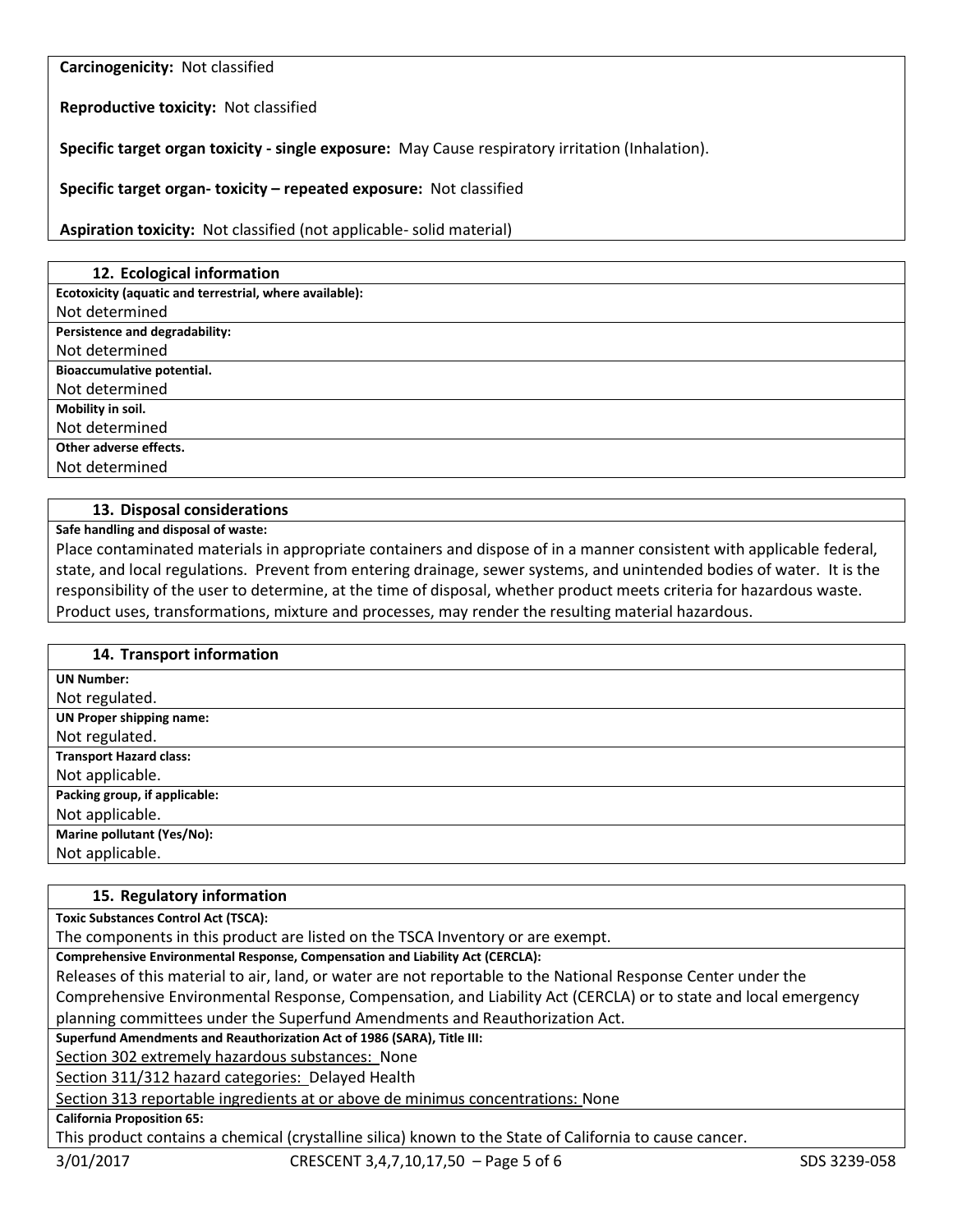**Carcinogenicity:** Not classified

**Reproductive toxicity:** Not classified

**Specific target organ toxicity - single exposure:** May Cause respiratory irritation (Inhalation).

**Specific target organ- toxicity – repeated exposure:** Not classified

**Aspiration toxicity:** Not classified (not applicable- solid material)

## 12. Ecological information

**Ecotoxicity (aquatic and terrestrial, where available):**
Not determined

**Persistence and degradability:**
Not determined

**Bioaccumulative potential.**
Not determined

**Mobility in soil.**
Not determined

**Other adverse effects.**
Not determined

## 13. Disposal considerations

**Safe handling and disposal of waste:**
Place contaminated materials in appropriate containers and dispose of in a manner consistent with applicable federal, state, and local regulations. Prevent from entering drainage, sewer systems, and unintended bodies of water. It is the responsibility of the user to determine, at the time of disposal, whether product meets criteria for hazardous waste. Product uses, transformations, mixture and processes, may render the resulting material hazardous.

## 14. Transport information

**UN Number:**
Not regulated.

**UN Proper shipping name:**
Not regulated.

**Transport Hazard class:**
Not applicable.

**Packing group, if applicable:**
Not applicable.

**Marine pollutant (Yes/No):**
Not applicable.

## 15. Regulatory information

**Toxic Substances Control Act (TSCA):**
The components in this product are listed on the TSCA Inventory or are exempt.

**Comprehensive Environmental Response, Compensation and Liability Act (CERCLA):**
Releases of this material to air, land, or water are not reportable to the National Response Center under the Comprehensive Environmental Response, Compensation, and Liability Act (CERCLA) or to state and local emergency planning committees under the Superfund Amendments and Reauthorization Act.

**Superfund Amendments and Reauthorization Act of 1986 (SARA), Title III:**
Section 302 extremely hazardous substances: None
Section 311/312 hazard categories: Delayed Health
Section 313 reportable ingredients at or above de minimus concentrations: None

**California Proposition 65:**
This product contains a chemical (crystalline silica) known to the State of California to cause cancer.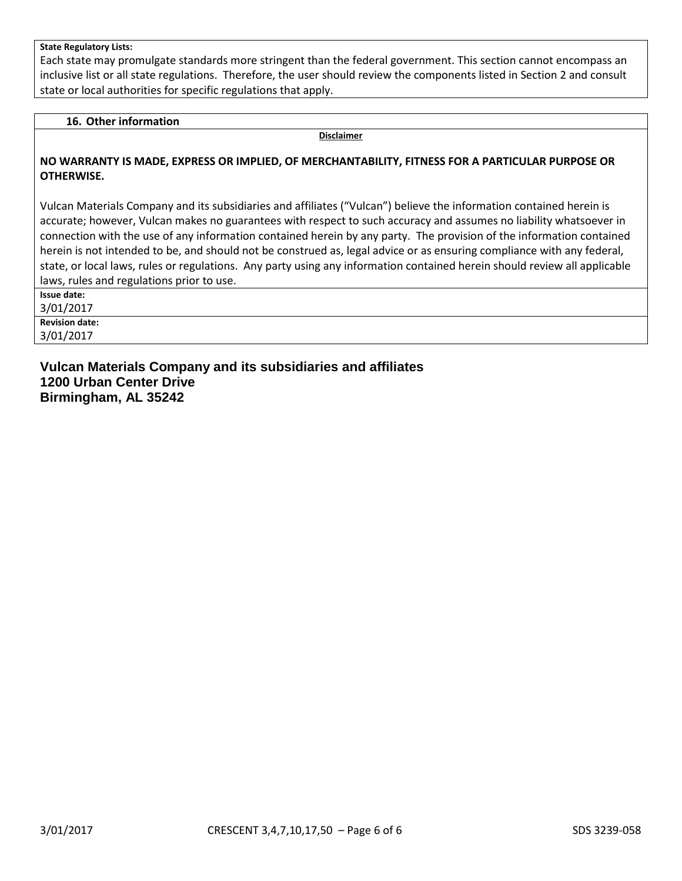**State Regulatory Lists:**

Each state may promulgate standards more stringent than the federal government. This section cannot encompass an inclusive list or all state regulations. Therefore, the user should review the components listed in Section 2 and consult state or local authorities for specific regulations that apply.

## 16. Other information

**Disclaimer**

**NO WARRANTY IS MADE, EXPRESS OR IMPLIED, OF MERCHANTABILITY, FITNESS FOR A PARTICULAR PURPOSE OR OTHERWISE.**

Vulcan Materials Company and its subsidiaries and affiliates ("Vulcan") believe the information contained herein is accurate; however, Vulcan makes no guarantees with respect to such accuracy and assumes no liability whatsoever in connection with the use of any information contained herein by any party. The provision of the information contained herein is not intended to be, and should not be construed as, legal advice or as ensuring compliance with any federal, state, or local laws, rules or regulations. Any party using any information contained herein should review all applicable laws, rules and regulations prior to use.

**Issue date:**
3/01/2017

**Revision date:**
3/01/2017

**Vulcan Materials Company and its subsidiaries and affiliates**
**1200 Urban Center Drive**
**Birmingham, AL 35242**